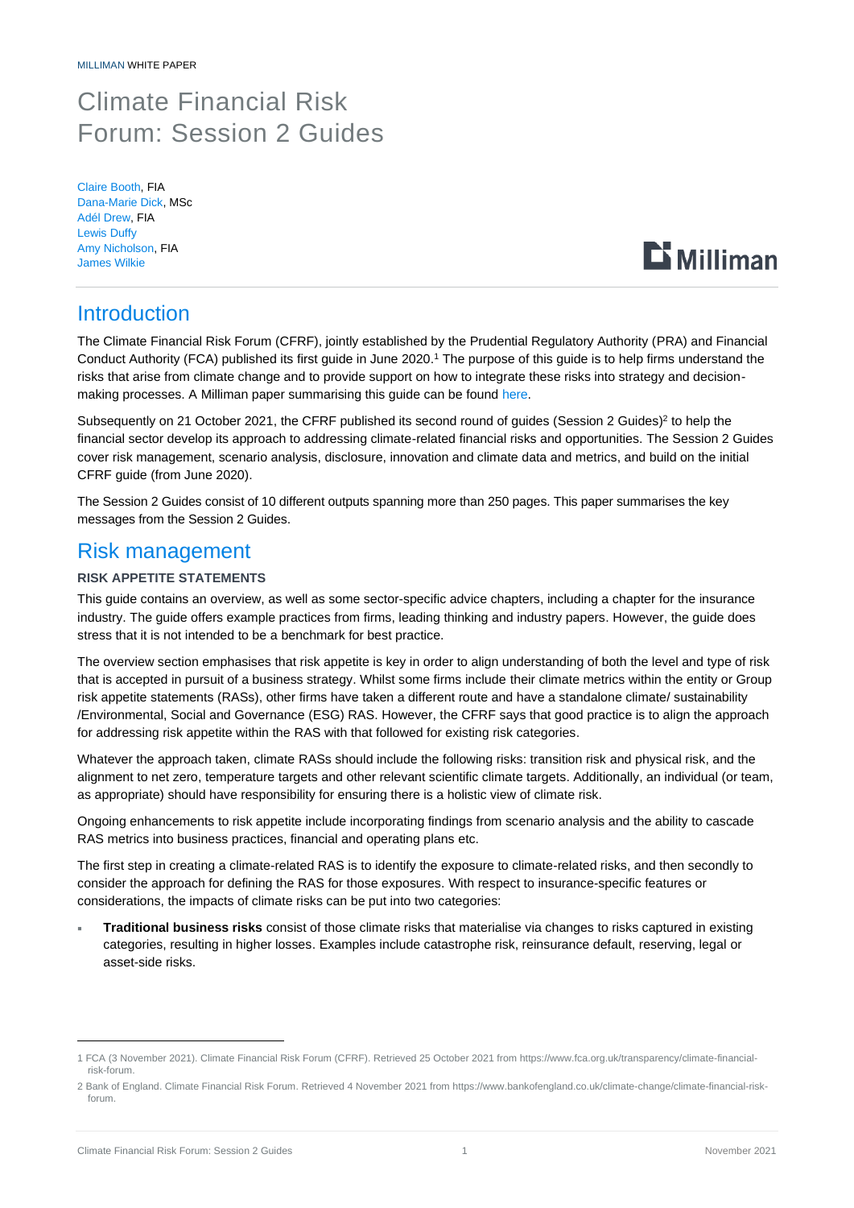MILLIMAN WHITE PAPER

# Climate Financial Risk Forum: Session 2 Guides

Claire Booth, FIA
Dana-Marie Dick, MSc
Adél Drew, FIA
Lewis Duffy
Amy Nicholson, FIA
James Wilkie

## Introduction

The Climate Financial Risk Forum (CFRF), jointly established by the Prudential Regulatory Authority (PRA) and Financial Conduct Authority (FCA) published its first guide in June 2020.[1] The purpose of this guide is to help firms understand the risks that arise from climate change and to provide support on how to integrate these risks into strategy and decision-making processes. A Milliman paper summarising this guide can be found here.

Subsequently on 21 October 2021, the CFRF published its second round of guides (Session 2 Guides)[2] to help the financial sector develop its approach to addressing climate-related financial risks and opportunities. The Session 2 Guides cover risk management, scenario analysis, disclosure, innovation and climate data and metrics, and build on the initial CFRF guide (from June 2020).

The Session 2 Guides consist of 10 different outputs spanning more than 250 pages. This paper summarises the key messages from the Session 2 Guides.

## Risk management

### RISK APPETITE STATEMENTS

This guide contains an overview, as well as some sector-specific advice chapters, including a chapter for the insurance industry. The guide offers example practices from firms, leading thinking and industry papers. However, the guide does stress that it is not intended to be a benchmark for best practice.

The overview section emphasises that risk appetite is key in order to align understanding of both the level and type of risk that is accepted in pursuit of a business strategy. Whilst some firms include their climate metrics within the entity or Group risk appetite statements (RASs), other firms have taken a different route and have a standalone climate/ sustainability /Environmental, Social and Governance (ESG) RAS. However, the CFRF says that good practice is to align the approach for addressing risk appetite within the RAS with that followed for existing risk categories.

Whatever the approach taken, climate RASs should include the following risks: transition risk and physical risk, and the alignment to net zero, temperature targets and other relevant scientific climate targets. Additionally, an individual (or team, as appropriate) should have responsibility for ensuring there is a holistic view of climate risk.

Ongoing enhancements to risk appetite include incorporating findings from scenario analysis and the ability to cascade RAS metrics into business practices, financial and operating plans etc.

The first step in creating a climate-related RAS is to identify the exposure to climate-related risks, and then secondly to consider the approach for defining the RAS for those exposures. With respect to insurance-specific features or considerations, the impacts of climate risks can be put into two categories:

- **Traditional business risks** consist of those climate risks that materialise via changes to risks captured in existing categories, resulting in higher losses. Examples include catastrophe risk, reinsurance default, reserving, legal or asset-side risks.

---

1 FCA (3 November 2021). Climate Financial Risk Forum (CFRF). Retrieved 25 October 2021 from https://www.fca.org.uk/transparency/climate-financial-risk-forum.

2 Bank of England. Climate Financial Risk Forum. Retrieved 4 November 2021 from https://www.bankofengland.co.uk/climate-change/climate-financial-risk-forum.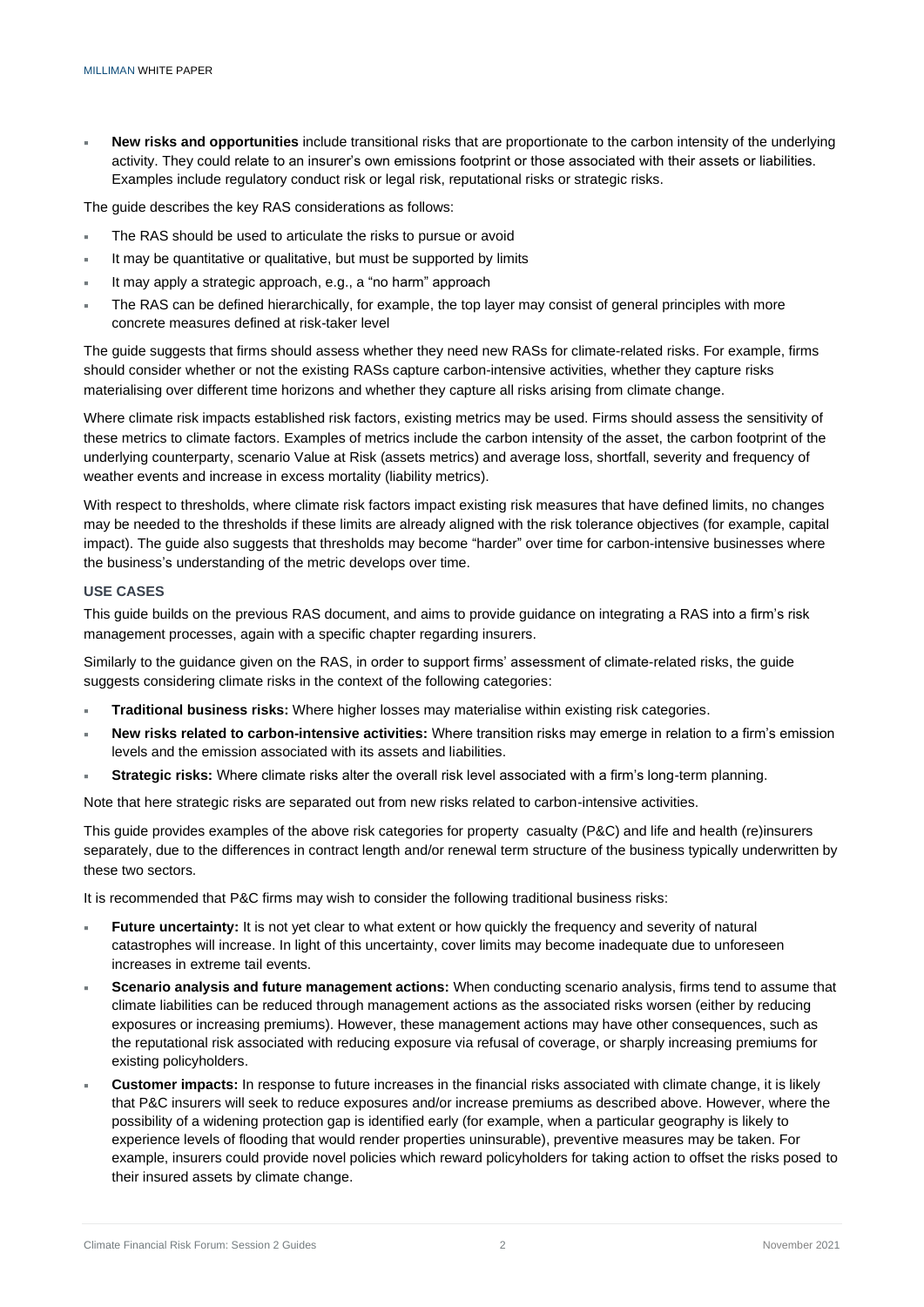- **New risks and opportunities** include transitional risks that are proportionate to the carbon intensity of the underlying activity. They could relate to an insurer's own emissions footprint or those associated with their assets or liabilities. Examples include regulatory conduct risk or legal risk, reputational risks or strategic risks.

The guide describes the key RAS considerations as follows:

- The RAS should be used to articulate the risks to pursue or avoid
- It may be quantitative or qualitative, but must be supported by limits
- It may apply a strategic approach, e.g., a "no harm" approach
- The RAS can be defined hierarchically, for example, the top layer may consist of general principles with more concrete measures defined at risk-taker level

The guide suggests that firms should assess whether they need new RASs for climate-related risks. For example, firms should consider whether or not the existing RASs capture carbon-intensive activities, whether they capture risks materialising over different time horizons and whether they capture all risks arising from climate change.

Where climate risk impacts established risk factors, existing metrics may be used. Firms should assess the sensitivity of these metrics to climate factors. Examples of metrics include the carbon intensity of the asset, the carbon footprint of the underlying counterparty, scenario Value at Risk (assets metrics) and average loss, shortfall, severity and frequency of weather events and increase in excess mortality (liability metrics).

With respect to thresholds, where climate risk factors impact existing risk measures that have defined limits, no changes may be needed to the thresholds if these limits are already aligned with the risk tolerance objectives (for example, capital impact). The guide also suggests that thresholds may become "harder" over time for carbon-intensive businesses where the business's understanding of the metric develops over time.

### USE CASES

This guide builds on the previous RAS document, and aims to provide guidance on integrating a RAS into a firm's risk management processes, again with a specific chapter regarding insurers.

Similarly to the guidance given on the RAS, in order to support firms' assessment of climate-related risks, the guide suggests considering climate risks in the context of the following categories:

- **Traditional business risks:** Where higher losses may materialise within existing risk categories.
- **New risks related to carbon-intensive activities:** Where transition risks may emerge in relation to a firm's emission levels and the emission associated with its assets and liabilities.
- **Strategic risks:** Where climate risks alter the overall risk level associated with a firm's long-term planning.

Note that here strategic risks are separated out from new risks related to carbon-intensive activities.

This guide provides examples of the above risk categories for property casualty (P&C) and life and health (re)insurers separately, due to the differences in contract length and/or renewal term structure of the business typically underwritten by these two sectors.

It is recommended that P&C firms may wish to consider the following traditional business risks:

- **Future uncertainty:** It is not yet clear to what extent or how quickly the frequency and severity of natural catastrophes will increase. In light of this uncertainty, cover limits may become inadequate due to unforeseen increases in extreme tail events.
- **Scenario analysis and future management actions:** When conducting scenario analysis, firms tend to assume that climate liabilities can be reduced through management actions as the associated risks worsen (either by reducing exposures or increasing premiums). However, these management actions may have other consequences, such as the reputational risk associated with reducing exposure via refusal of coverage, or sharply increasing premiums for existing policyholders.
- **Customer impacts:** In response to future increases in the financial risks associated with climate change, it is likely that P&C insurers will seek to reduce exposures and/or increase premiums as described above. However, where the possibility of a widening protection gap is identified early (for example, when a particular geography is likely to experience levels of flooding that would render properties uninsurable), preventive measures may be taken. For example, insurers could provide novel policies which reward policyholders for taking action to offset the risks posed to their insured assets by climate change.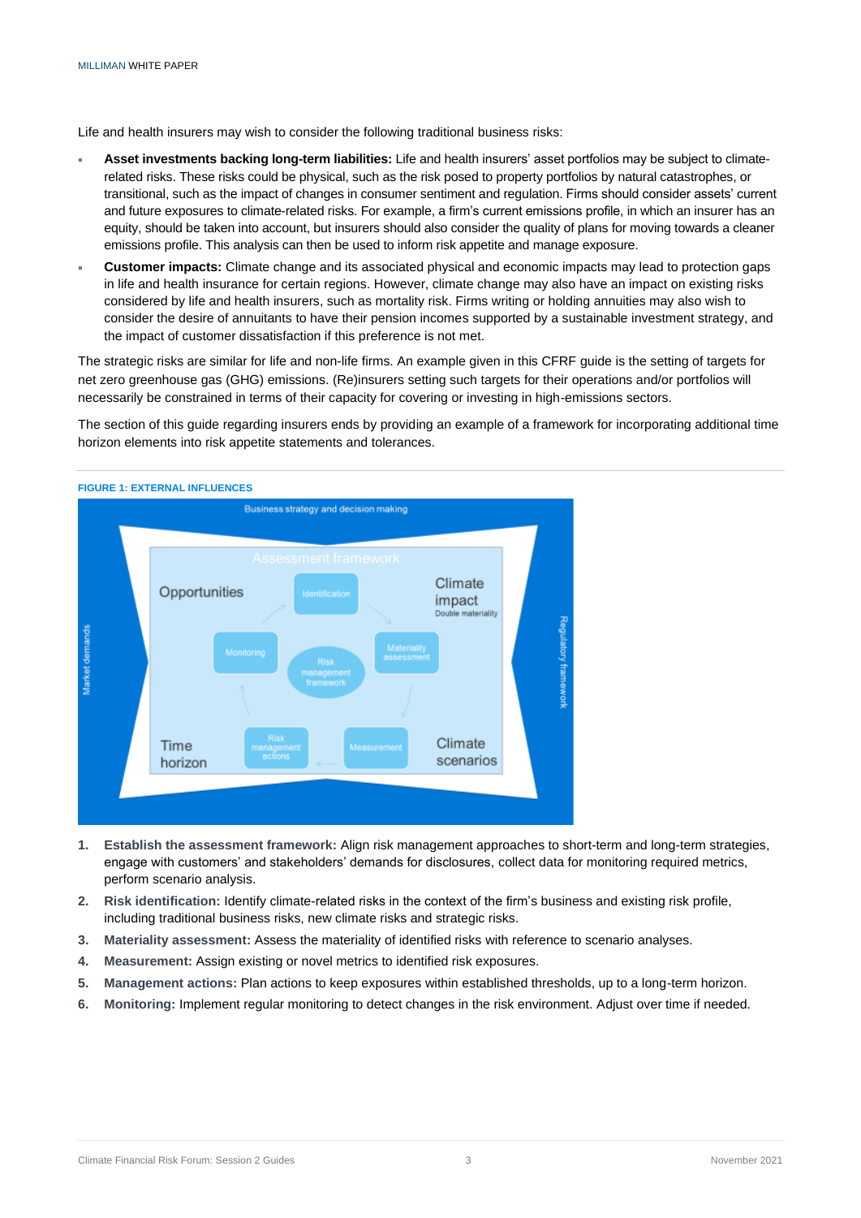Life and health insurers may wish to consider the following traditional business risks:

- **Asset investments backing long-term liabilities:** Life and health insurers' asset portfolios may be subject to climate-related risks. These risks could be physical, such as the risk posed to property portfolios by natural catastrophes, or transitional, such as the impact of changes in consumer sentiment and regulation. Firms should consider assets' current and future exposures to climate-related risks. For example, a firm's current emissions profile, in which an insurer has an equity, should be taken into account, but insurers should also consider the quality of plans for moving towards a cleaner emissions profile. This analysis can then be used to inform risk appetite and manage exposure.
- **Customer impacts:** Climate change and its associated physical and economic impacts may lead to protection gaps in life and health insurance for certain regions. However, climate change may also have an impact on existing risks considered by life and health insurers, such as mortality risk. Firms writing or holding annuities may also wish to consider the desire of annuitants to have their pension incomes supported by a sustainable investment strategy, and the impact of customer dissatisfaction if this preference is not met.

The strategic risks are similar for life and non-life firms. An example given in this CFRF guide is the setting of targets for net zero greenhouse gas (GHG) emissions. (Re)insurers setting such targets for their operations and/or portfolios will necessarily be constrained in terms of their capacity for covering or investing in high-emissions sectors.

The section of this guide regarding insurers ends by providing an example of a framework for incorporating additional time horizon elements into risk appetite statements and tolerances.

**FIGURE 1: EXTERNAL INFLUENCES**

1. **Establish the assessment framework:** Align risk management approaches to short-term and long-term strategies, engage with customers' and stakeholders' demands for disclosures, collect data for monitoring required metrics, perform scenario analysis.
2. **Risk identification:** Identify climate-related risks in the context of the firm's business and existing risk profile, including traditional business risks, new climate risks and strategic risks.
3. **Materiality assessment:** Assess the materiality of identified risks with reference to scenario analyses.
4. **Measurement:** Assign existing or novel metrics to identified risk exposures.
5. **Management actions:** Plan actions to keep exposures within established thresholds, up to a long-term horizon.
6. **Monitoring:** Implement regular monitoring to detect changes in the risk environment. Adjust over time if needed.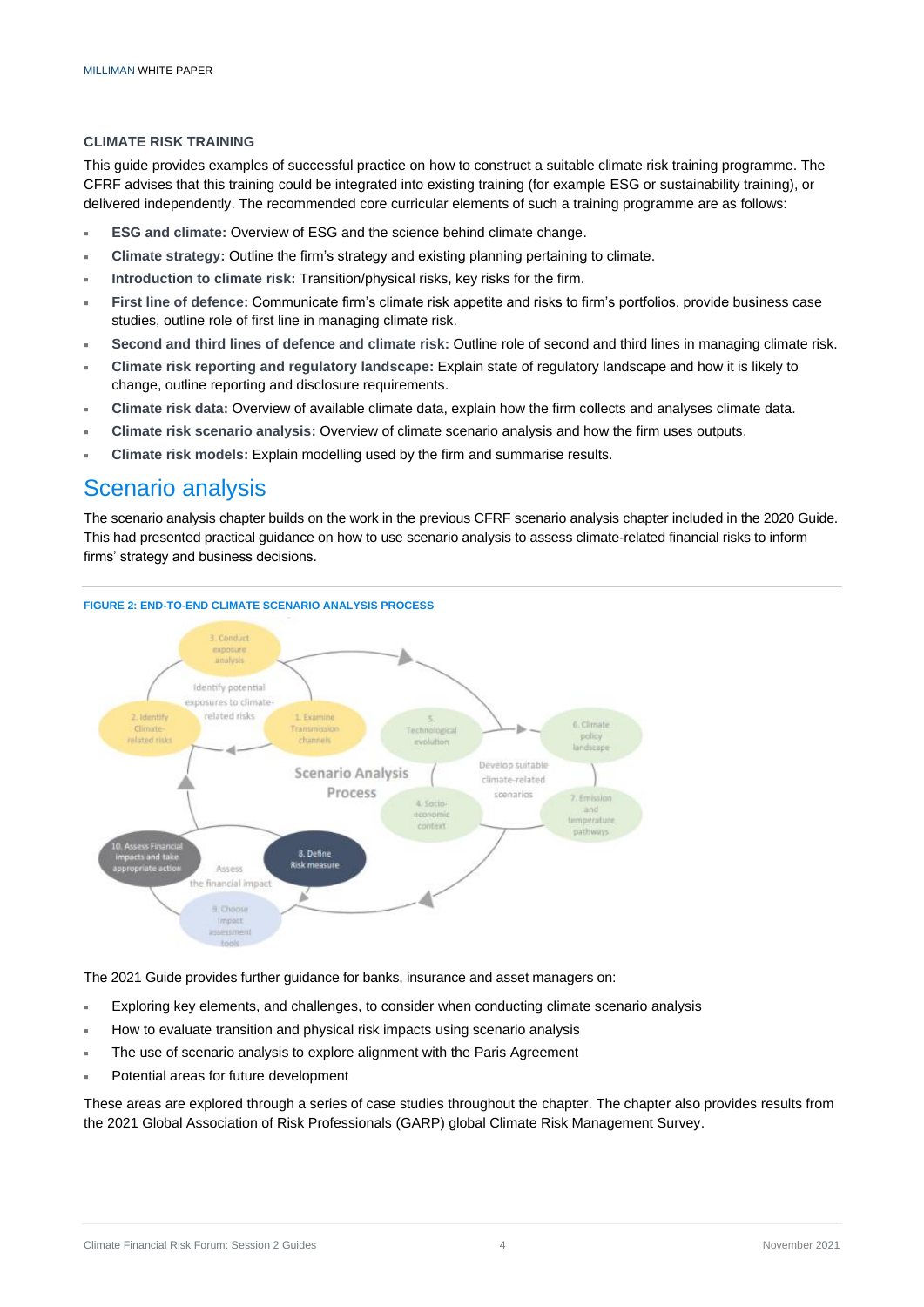### CLIMATE RISK TRAINING

This guide provides examples of successful practice on how to construct a suitable climate risk training programme. The CFRF advises that this training could be integrated into existing training (for example ESG or sustainability training), or delivered independently. The recommended core curricular elements of such a training programme are as follows:

- **ESG and climate:** Overview of ESG and the science behind climate change.
- **Climate strategy:** Outline the firm's strategy and existing planning pertaining to climate.
- **Introduction to climate risk:** Transition/physical risks, key risks for the firm.
- **First line of defence:** Communicate firm's climate risk appetite and risks to firm's portfolios, provide business case studies, outline role of first line in managing climate risk.
- **Second and third lines of defence and climate risk:** Outline role of second and third lines in managing climate risk.
- **Climate risk reporting and regulatory landscape:** Explain state of regulatory landscape and how it is likely to change, outline reporting and disclosure requirements.
- **Climate risk data:** Overview of available climate data, explain how the firm collects and analyses climate data.
- **Climate risk scenario analysis:** Overview of climate scenario analysis and how the firm uses outputs.
- **Climate risk models:** Explain modelling used by the firm and summarise results.

## Scenario analysis

The scenario analysis chapter builds on the work in the previous CFRF scenario analysis chapter included in the 2020 Guide. This had presented practical guidance on how to use scenario analysis to assess climate-related financial risks to inform firms' strategy and business decisions.

FIGURE 2: END-TO-END CLIMATE SCENARIO ANALYSIS PROCESS

The 2021 Guide provides further guidance for banks, insurance and asset managers on:

- Exploring key elements, and challenges, to consider when conducting climate scenario analysis
- How to evaluate transition and physical risk impacts using scenario analysis
- The use of scenario analysis to explore alignment with the Paris Agreement
- Potential areas for future development

These areas are explored through a series of case studies throughout the chapter. The chapter also provides results from the 2021 Global Association of Risk Professionals (GARP) global Climate Risk Management Survey.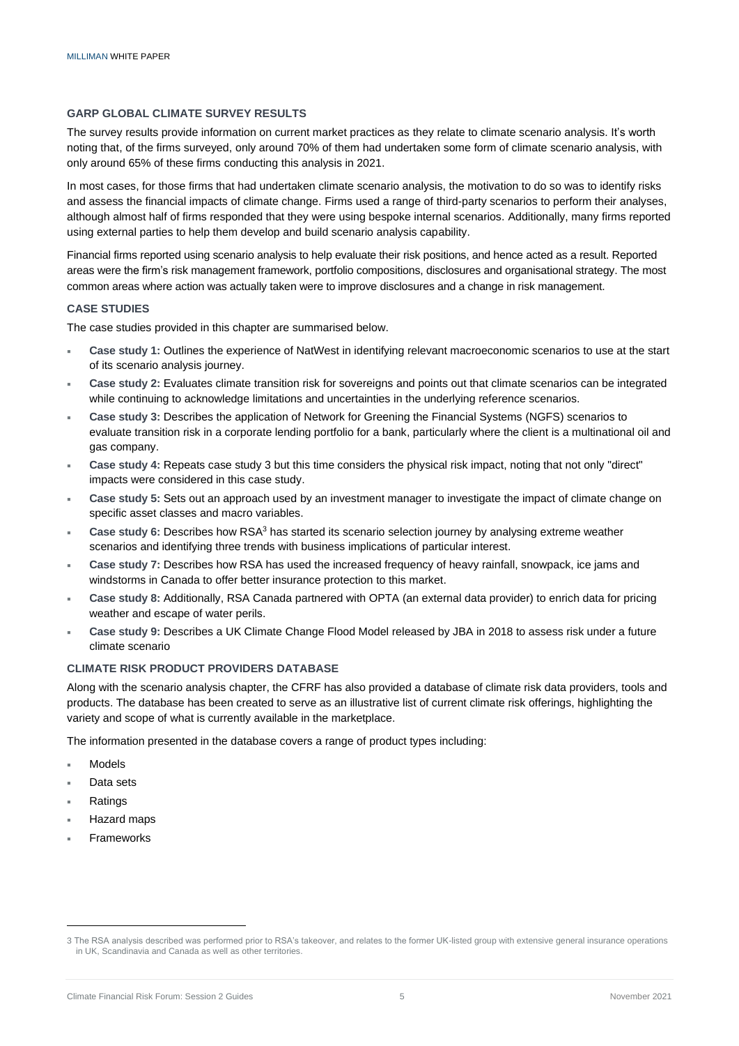### GARP GLOBAL CLIMATE SURVEY RESULTS

The survey results provide information on current market practices as they relate to climate scenario analysis. It's worth noting that, of the firms surveyed, only around 70% of them had undertaken some form of climate scenario analysis, with only around 65% of these firms conducting this analysis in 2021.

In most cases, for those firms that had undertaken climate scenario analysis, the motivation to do so was to identify risks and assess the financial impacts of climate change. Firms used a range of third-party scenarios to perform their analyses, although almost half of firms responded that they were using bespoke internal scenarios. Additionally, many firms reported using external parties to help them develop and build scenario analysis capability.

Financial firms reported using scenario analysis to help evaluate their risk positions, and hence acted as a result. Reported areas were the firm's risk management framework, portfolio compositions, disclosures and organisational strategy. The most common areas where action was actually taken were to improve disclosures and a change in risk management.

### CASE STUDIES

The case studies provided in this chapter are summarised below.

- **Case study 1:** Outlines the experience of NatWest in identifying relevant macroeconomic scenarios to use at the start of its scenario analysis journey.
- **Case study 2:** Evaluates climate transition risk for sovereigns and points out that climate scenarios can be integrated while continuing to acknowledge limitations and uncertainties in the underlying reference scenarios.
- **Case study 3:** Describes the application of Network for Greening the Financial Systems (NGFS) scenarios to evaluate transition risk in a corporate lending portfolio for a bank, particularly where the client is a multinational oil and gas company.
- **Case study 4:** Repeats case study 3 but this time considers the physical risk impact, noting that not only "direct" impacts were considered in this case study.
- **Case study 5:** Sets out an approach used by an investment manager to investigate the impact of climate change on specific asset classes and macro variables.
- **Case study 6:** Describes how RSA[3] has started its scenario selection journey by analysing extreme weather scenarios and identifying three trends with business implications of particular interest.
- **Case study 7:** Describes how RSA has used the increased frequency of heavy rainfall, snowpack, ice jams and windstorms in Canada to offer better insurance protection to this market.
- **Case study 8:** Additionally, RSA Canada partnered with OPTA (an external data provider) to enrich data for pricing weather and escape of water perils.
- **Case study 9:** Describes a UK Climate Change Flood Model released by JBA in 2018 to assess risk under a future climate scenario

### CLIMATE RISK PRODUCT PROVIDERS DATABASE

Along with the scenario analysis chapter, the CFRF has also provided a database of climate risk data providers, tools and products. The database has been created to serve as an illustrative list of current climate risk offerings, highlighting the variety and scope of what is currently available in the marketplace.

The information presented in the database covers a range of product types including:

- Models
- Data sets
- Ratings
- Hazard maps
- Frameworks

---

3 The RSA analysis described was performed prior to RSA's takeover, and relates to the former UK-listed group with extensive general insurance operations in UK, Scandinavia and Canada as well as other territories.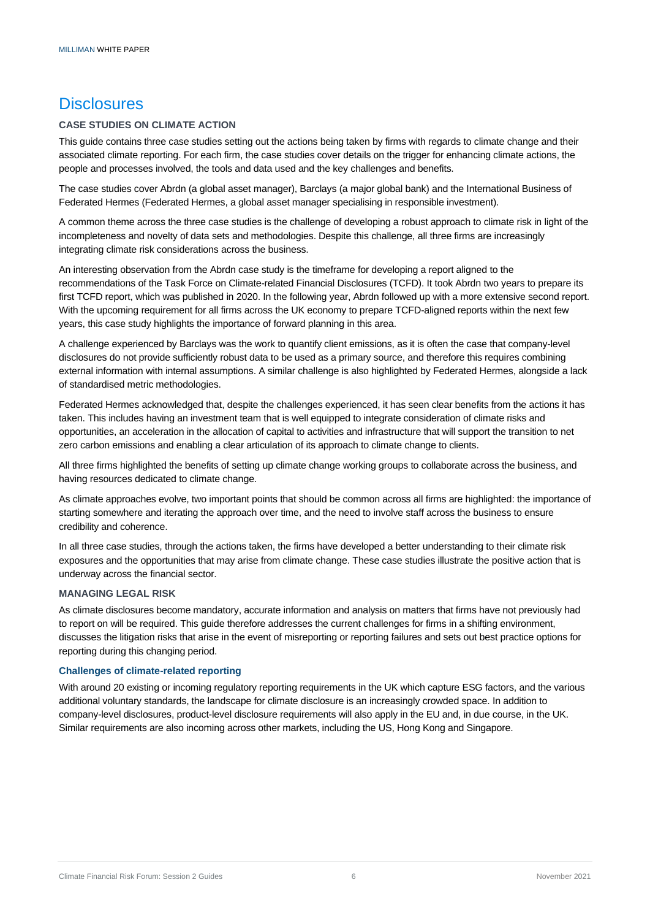# Disclosures

### CASE STUDIES ON CLIMATE ACTION

This guide contains three case studies setting out the actions being taken by firms with regards to climate change and their associated climate reporting. For each firm, the case studies cover details on the trigger for enhancing climate actions, the people and processes involved, the tools and data used and the key challenges and benefits.

The case studies cover Abrdn (a global asset manager), Barclays (a major global bank) and the International Business of Federated Hermes (Federated Hermes, a global asset manager specialising in responsible investment).

A common theme across the three case studies is the challenge of developing a robust approach to climate risk in light of the incompleteness and novelty of data sets and methodologies. Despite this challenge, all three firms are increasingly integrating climate risk considerations across the business.

An interesting observation from the Abrdn case study is the timeframe for developing a report aligned to the recommendations of the Task Force on Climate-related Financial Disclosures (TCFD). It took Abrdn two years to prepare its first TCFD report, which was published in 2020. In the following year, Abrdn followed up with a more extensive second report. With the upcoming requirement for all firms across the UK economy to prepare TCFD-aligned reports within the next few years, this case study highlights the importance of forward planning in this area.

A challenge experienced by Barclays was the work to quantify client emissions, as it is often the case that company-level disclosures do not provide sufficiently robust data to be used as a primary source, and therefore this requires combining external information with internal assumptions. A similar challenge is also highlighted by Federated Hermes, alongside a lack of standardised metric methodologies.

Federated Hermes acknowledged that, despite the challenges experienced, it has seen clear benefits from the actions it has taken. This includes having an investment team that is well equipped to integrate consideration of climate risks and opportunities, an acceleration in the allocation of capital to activities and infrastructure that will support the transition to net zero carbon emissions and enabling a clear articulation of its approach to climate change to clients.

All three firms highlighted the benefits of setting up climate change working groups to collaborate across the business, and having resources dedicated to climate change.

As climate approaches evolve, two important points that should be common across all firms are highlighted: the importance of starting somewhere and iterating the approach over time, and the need to involve staff across the business to ensure credibility and coherence.

In all three case studies, through the actions taken, the firms have developed a better understanding to their climate risk exposures and the opportunities that may arise from climate change. These case studies illustrate the positive action that is underway across the financial sector.

### MANAGING LEGAL RISK

As climate disclosures become mandatory, accurate information and analysis on matters that firms have not previously had to report on will be required. This guide therefore addresses the current challenges for firms in a shifting environment, discusses the litigation risks that arise in the event of misreporting or reporting failures and sets out best practice options for reporting during this changing period.

#### Challenges of climate-related reporting

With around 20 existing or incoming regulatory reporting requirements in the UK which capture ESG factors, and the various additional voluntary standards, the landscape for climate disclosure is an increasingly crowded space. In addition to company-level disclosures, product-level disclosure requirements will also apply in the EU and, in due course, in the UK. Similar requirements are also incoming across other markets, including the US, Hong Kong and Singapore.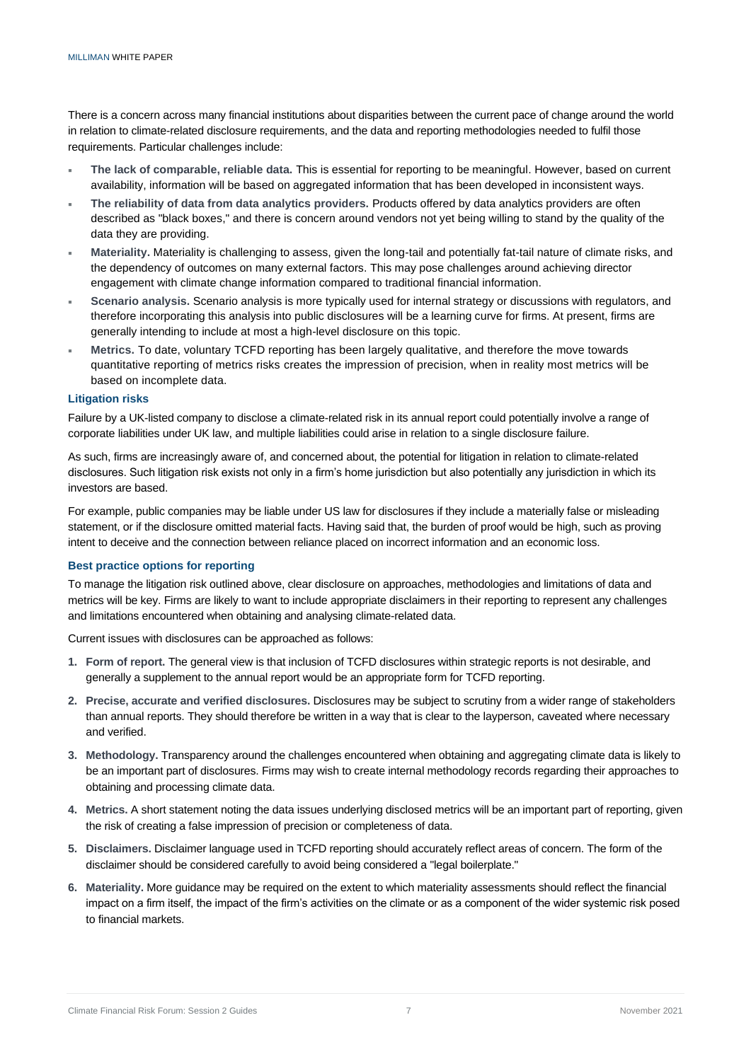There is a concern across many financial institutions about disparities between the current pace of change around the world in relation to climate-related disclosure requirements, and the data and reporting methodologies needed to fulfil those requirements. Particular challenges include:

- **The lack of comparable, reliable data.** This is essential for reporting to be meaningful. However, based on current availability, information will be based on aggregated information that has been developed in inconsistent ways.
- **The reliability of data from data analytics providers.** Products offered by data analytics providers are often described as "black boxes," and there is concern around vendors not yet being willing to stand by the quality of the data they are providing.
- **Materiality.** Materiality is challenging to assess, given the long-tail and potentially fat-tail nature of climate risks, and the dependency of outcomes on many external factors. This may pose challenges around achieving director engagement with climate change information compared to traditional financial information.
- **Scenario analysis.** Scenario analysis is more typically used for internal strategy or discussions with regulators, and therefore incorporating this analysis into public disclosures will be a learning curve for firms. At present, firms are generally intending to include at most a high-level disclosure on this topic.
- **Metrics.** To date, voluntary TCFD reporting has been largely qualitative, and therefore the move towards quantitative reporting of metrics risks creates the impression of precision, when in reality most metrics will be based on incomplete data.

### Litigation risks

Failure by a UK-listed company to disclose a climate-related risk in its annual report could potentially involve a range of corporate liabilities under UK law, and multiple liabilities could arise in relation to a single disclosure failure.

As such, firms are increasingly aware of, and concerned about, the potential for litigation in relation to climate-related disclosures. Such litigation risk exists not only in a firm's home jurisdiction but also potentially any jurisdiction in which its investors are based.

For example, public companies may be liable under US law for disclosures if they include a materially false or misleading statement, or if the disclosure omitted material facts. Having said that, the burden of proof would be high, such as proving intent to deceive and the connection between reliance placed on incorrect information and an economic loss.

### Best practice options for reporting

To manage the litigation risk outlined above, clear disclosure on approaches, methodologies and limitations of data and metrics will be key. Firms are likely to want to include appropriate disclaimers in their reporting to represent any challenges and limitations encountered when obtaining and analysing climate-related data.

Current issues with disclosures can be approached as follows:

1. **Form of report.** The general view is that inclusion of TCFD disclosures within strategic reports is not desirable, and generally a supplement to the annual report would be an appropriate form for TCFD reporting.
2. **Precise, accurate and verified disclosures.** Disclosures may be subject to scrutiny from a wider range of stakeholders than annual reports. They should therefore be written in a way that is clear to the layperson, caveated where necessary and verified.
3. **Methodology.** Transparency around the challenges encountered when obtaining and aggregating climate data is likely to be an important part of disclosures. Firms may wish to create internal methodology records regarding their approaches to obtaining and processing climate data.
4. **Metrics.** A short statement noting the data issues underlying disclosed metrics will be an important part of reporting, given the risk of creating a false impression of precision or completeness of data.
5. **Disclaimers.** Disclaimer language used in TCFD reporting should accurately reflect areas of concern. The form of the disclaimer should be considered carefully to avoid being considered a "legal boilerplate."
6. **Materiality.** More guidance may be required on the extent to which materiality assessments should reflect the financial impact on a firm itself, the impact of the firm's activities on the climate or as a component of the wider systemic risk posed to financial markets.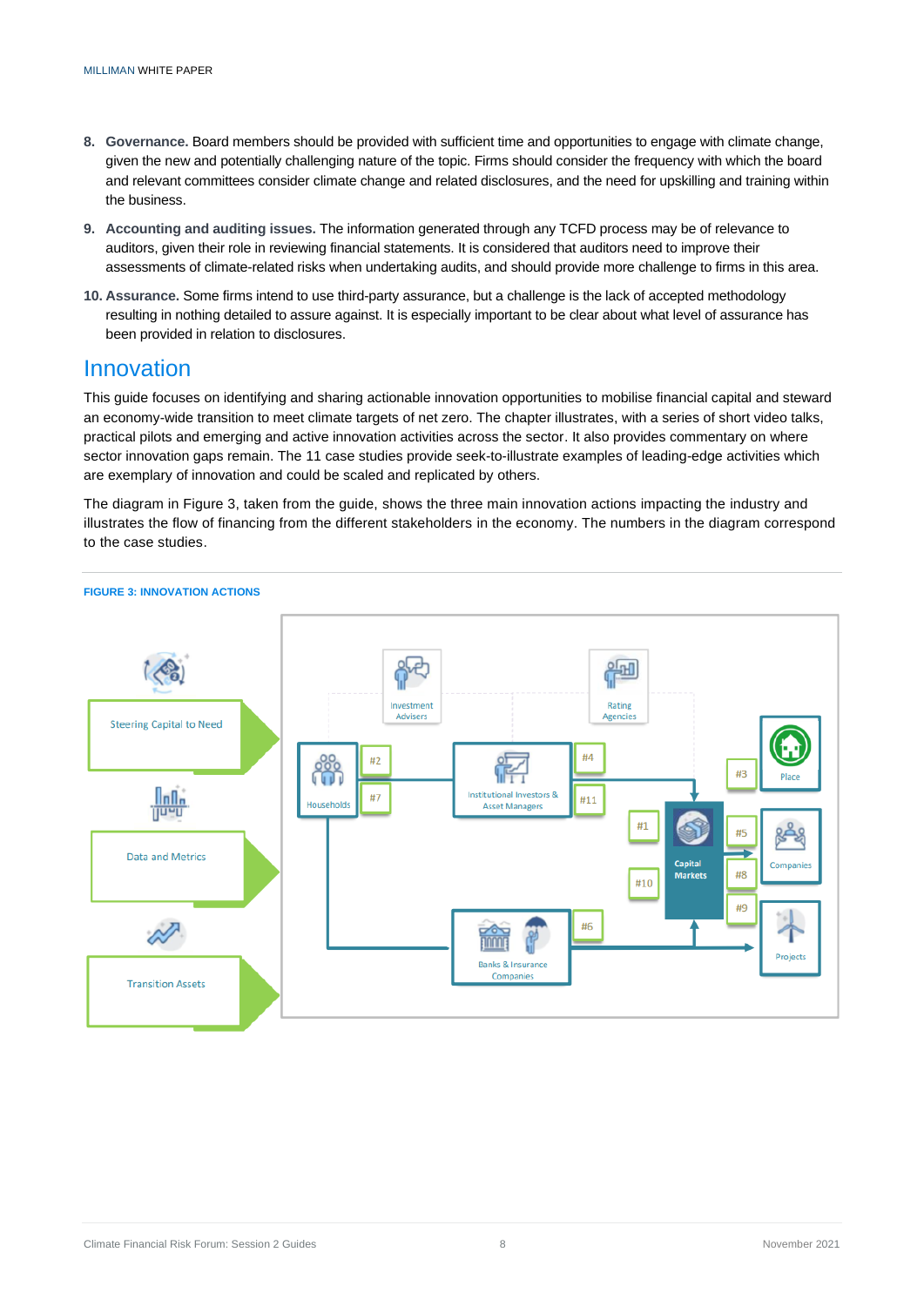8. **Governance.** Board members should be provided with sufficient time and opportunities to engage with climate change, given the new and potentially challenging nature of the topic. Firms should consider the frequency with which the board and relevant committees consider climate change and related disclosures, and the need for upskilling and training within the business.
9. **Accounting and auditing issues.** The information generated through any TCFD process may be of relevance to auditors, given their role in reviewing financial statements. It is considered that auditors need to improve their assessments of climate-related risks when undertaking audits, and should provide more challenge to firms in this area.
10. **Assurance.** Some firms intend to use third-party assurance, but a challenge is the lack of accepted methodology resulting in nothing detailed to assure against. It is especially important to be clear about what level of assurance has been provided in relation to disclosures.

## Innovation

This guide focuses on identifying and sharing actionable innovation opportunities to mobilise financial capital and steward an economy-wide transition to meet climate targets of net zero. The chapter illustrates, with a series of short video talks, practical pilots and emerging and active innovation activities across the sector. It also provides commentary on where sector innovation gaps remain. The 11 case studies provide seek-to-illustrate examples of leading-edge activities which are exemplary of innovation and could be scaled and replicated by others.

The diagram in Figure 3, taken from the guide, shows the three main innovation actions impacting the industry and illustrates the flow of financing from the different stakeholders in the economy. The numbers in the diagram correspond to the case studies.

**FIGURE 3: INNOVATION ACTIONS**

Steering Capital to Need

Data and Metrics

Transition Assets

Investment Advisers

Rating Agencies

Households

#2

#7

Institutional Investors & Asset Managers

#4

#11

#3

Place

#1

Capital Markets

#5

Companies

#10

#8

#9

#6

Banks & Insurance Companies

Projects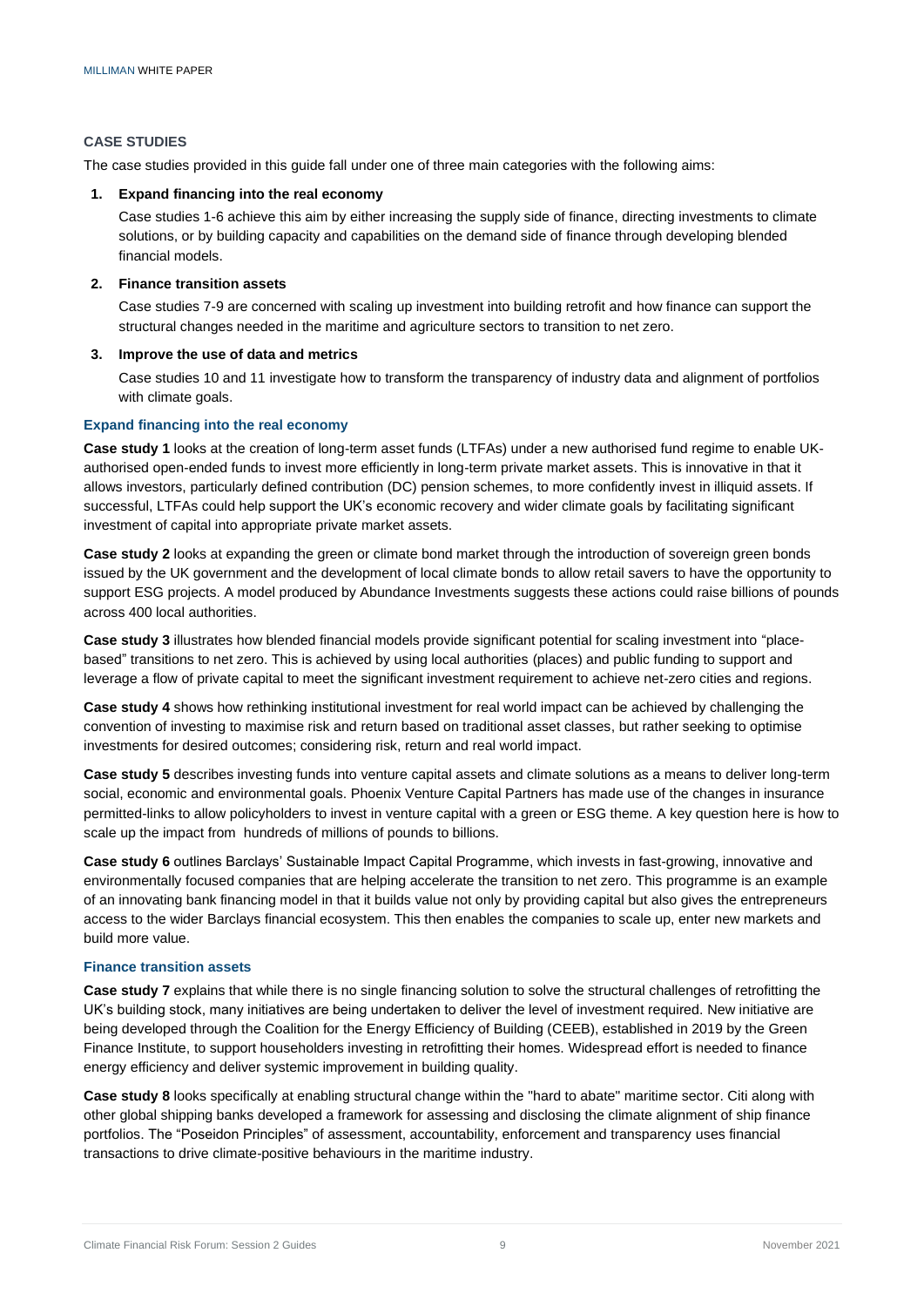### CASE STUDIES

The case studies provided in this guide fall under one of three main categories with the following aims:

1. **Expand financing into the real economy**

   Case studies 1-6 achieve this aim by either increasing the supply side of finance, directing investments to climate solutions, or by building capacity and capabilities on the demand side of finance through developing blended financial models.

2. **Finance transition assets**

   Case studies 7-9 are concerned with scaling up investment into building retrofit and how finance can support the structural changes needed in the maritime and agriculture sectors to transition to net zero.

3. **Improve the use of data and metrics**

   Case studies 10 and 11 investigate how to transform the transparency of industry data and alignment of portfolios with climate goals.

#### Expand financing into the real economy

**Case study 1** looks at the creation of long-term asset funds (LTFAs) under a new authorised fund regime to enable UK-authorised open-ended funds to invest more efficiently in long-term private market assets. This is innovative in that it allows investors, particularly defined contribution (DC) pension schemes, to more confidently invest in illiquid assets. If successful, LTFAs could help support the UK's economic recovery and wider climate goals by facilitating significant investment of capital into appropriate private market assets.

**Case study 2** looks at expanding the green or climate bond market through the introduction of sovereign green bonds issued by the UK government and the development of local climate bonds to allow retail savers to have the opportunity to support ESG projects. A model produced by Abundance Investments suggests these actions could raise billions of pounds across 400 local authorities.

**Case study 3** illustrates how blended financial models provide significant potential for scaling investment into "place-based" transitions to net zero. This is achieved by using local authorities (places) and public funding to support and leverage a flow of private capital to meet the significant investment requirement to achieve net-zero cities and regions.

**Case study 4** shows how rethinking institutional investment for real world impact can be achieved by challenging the convention of investing to maximise risk and return based on traditional asset classes, but rather seeking to optimise investments for desired outcomes; considering risk, return and real world impact.

**Case study 5** describes investing funds into venture capital assets and climate solutions as a means to deliver long-term social, economic and environmental goals. Phoenix Venture Capital Partners has made use of the changes in insurance permitted-links to allow policyholders to invest in venture capital with a green or ESG theme. A key question here is how to scale up the impact from hundreds of millions of pounds to billions.

**Case study 6** outlines Barclays' Sustainable Impact Capital Programme, which invests in fast-growing, innovative and environmentally focused companies that are helping accelerate the transition to net zero. This programme is an example of an innovating bank financing model in that it builds value not only by providing capital but also gives the entrepreneurs access to the wider Barclays financial ecosystem. This then enables the companies to scale up, enter new markets and build more value.

#### Finance transition assets

**Case study 7** explains that while there is no single financing solution to solve the structural challenges of retrofitting the UK's building stock, many initiatives are being undertaken to deliver the level of investment required. New initiative are being developed through the Coalition for the Energy Efficiency of Building (CEEB), established in 2019 by the Green Finance Institute, to support householders investing in retrofitting their homes. Widespread effort is needed to finance energy efficiency and deliver systemic improvement in building quality.

**Case study 8** looks specifically at enabling structural change within the "hard to abate" maritime sector. Citi along with other global shipping banks developed a framework for assessing and disclosing the climate alignment of ship finance portfolios. The "Poseidon Principles" of assessment, accountability, enforcement and transparency uses financial transactions to drive climate-positive behaviours in the maritime industry.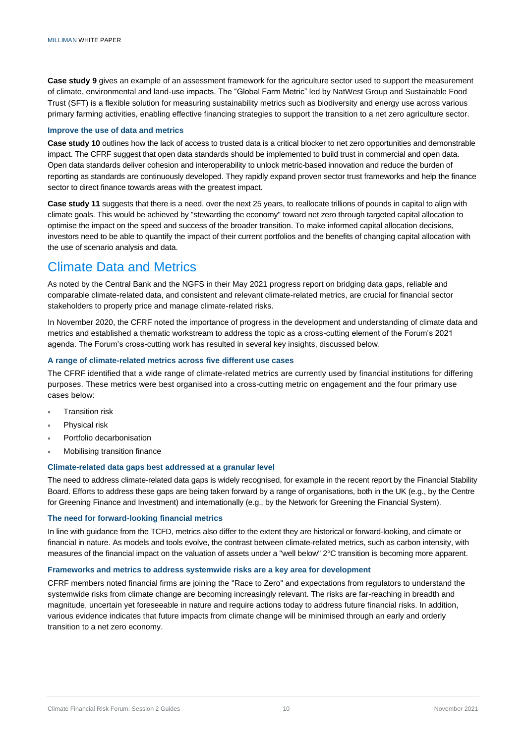**Case study 9** gives an example of an assessment framework for the agriculture sector used to support the measurement of climate, environmental and land-use impacts. The "Global Farm Metric" led by NatWest Group and Sustainable Food Trust (SFT) is a flexible solution for measuring sustainability metrics such as biodiversity and energy use across various primary farming activities, enabling effective financing strategies to support the transition to a net zero agriculture sector.

### Improve the use of data and metrics

**Case study 10** outlines how the lack of access to trusted data is a critical blocker to net zero opportunities and demonstrable impact. The CFRF suggest that open data standards should be implemented to build trust in commercial and open data. Open data standards deliver cohesion and interoperability to unlock metric-based innovation and reduce the burden of reporting as standards are continuously developed. They rapidly expand proven sector trust frameworks and help the finance sector to direct finance towards areas with the greatest impact.

**Case study 11** suggests that there is a need, over the next 25 years, to reallocate trillions of pounds in capital to align with climate goals. This would be achieved by "stewarding the economy" toward net zero through targeted capital allocation to optimise the impact on the speed and success of the broader transition. To make informed capital allocation decisions, investors need to be able to quantify the impact of their current portfolios and the benefits of changing capital allocation with the use of scenario analysis and data.

## Climate Data and Metrics

As noted by the Central Bank and the NGFS in their May 2021 progress report on bridging data gaps, reliable and comparable climate-related data, and consistent and relevant climate-related metrics, are crucial for financial sector stakeholders to properly price and manage climate-related risks.

In November 2020, the CFRF noted the importance of progress in the development and understanding of climate data and metrics and established a thematic workstream to address the topic as a cross-cutting element of the Forum's 2021 agenda. The Forum's cross-cutting work has resulted in several key insights, discussed below.

### A range of climate-related metrics across five different use cases

The CFRF identified that a wide range of climate-related metrics are currently used by financial institutions for differing purposes. These metrics were best organised into a cross-cutting metric on engagement and the four primary use cases below:

- Transition risk
- Physical risk
- Portfolio decarbonisation
- Mobilising transition finance

### Climate-related data gaps best addressed at a granular level

The need to address climate-related data gaps is widely recognised, for example in the recent report by the Financial Stability Board. Efforts to address these gaps are being taken forward by a range of organisations, both in the UK (e.g., by the Centre for Greening Finance and Investment) and internationally (e.g., by the Network for Greening the Financial System).

### The need for forward-looking financial metrics

In line with guidance from the TCFD, metrics also differ to the extent they are historical or forward-looking, and climate or financial in nature. As models and tools evolve, the contrast between climate-related metrics, such as carbon intensity, with measures of the financial impact on the valuation of assets under a "well below" 2°C transition is becoming more apparent.

### Frameworks and metrics to address systemwide risks are a key area for development

CFRF members noted financial firms are joining the "Race to Zero" and expectations from regulators to understand the systemwide risks from climate change are becoming increasingly relevant. The risks are far-reaching in breadth and magnitude, uncertain yet foreseeable in nature and require actions today to address future financial risks. In addition, various evidence indicates that future impacts from climate change will be minimised through an early and orderly transition to a net zero economy.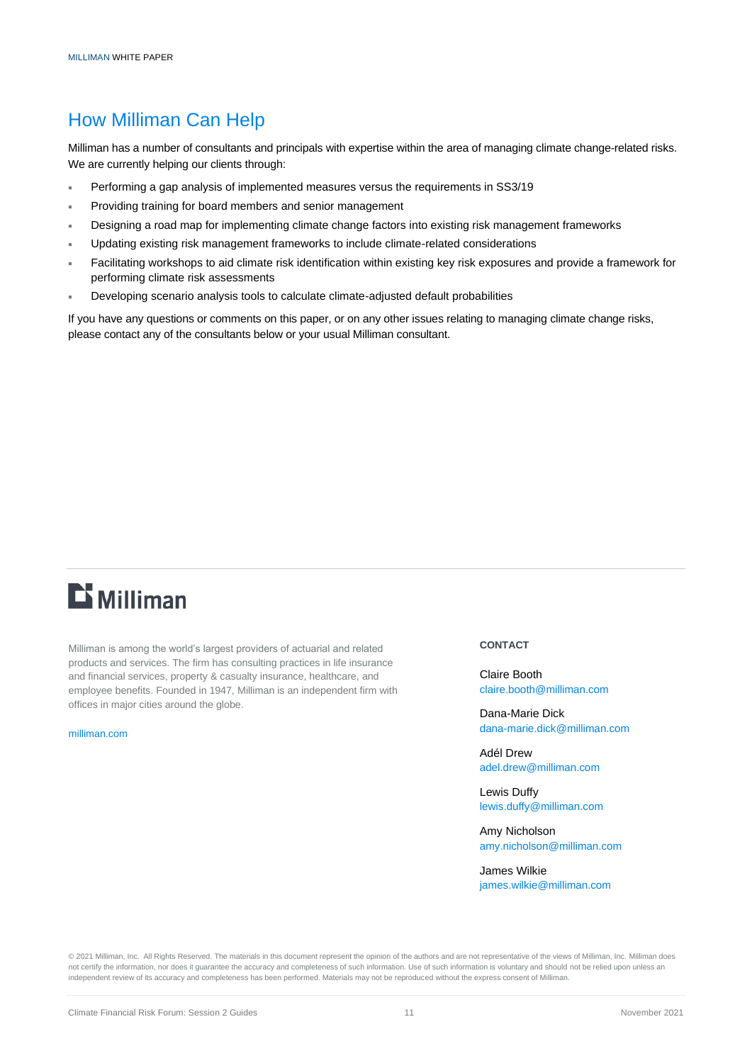## How Milliman Can Help

Milliman has a number of consultants and principals with expertise within the area of managing climate change-related risks. We are currently helping our clients through:

- Performing a gap analysis of implemented measures versus the requirements in SS3/19
- Providing training for board members and senior management
- Designing a road map for implementing climate change factors into existing risk management frameworks
- Updating existing risk management frameworks to include climate-related considerations
- Facilitating workshops to aid climate risk identification within existing key risk exposures and provide a framework for performing climate risk assessments
- Developing scenario analysis tools to calculate climate-adjusted default probabilities

If you have any questions or comments on this paper, or on any other issues relating to managing climate change risks, please contact any of the consultants below or your usual Milliman consultant.

Milliman

Milliman is among the world's largest providers of actuarial and related products and services. The firm has consulting practices in life insurance and financial services, property & casualty insurance, healthcare, and employee benefits. Founded in 1947, Milliman is an independent firm with offices in major cities around the globe.

milliman.com

**CONTACT**

Claire Booth
claire.booth@milliman.com

Dana-Marie Dick
dana-marie.dick@milliman.com

Adél Drew
adel.drew@milliman.com

Lewis Duffy
lewis.duffy@milliman.com

Amy Nicholson
amy.nicholson@milliman.com

James Wilkie
james.wilkie@milliman.com

© 2021 Milliman, Inc. All Rights Reserved. The materials in this document represent the opinion of the authors and are not representative of the views of Milliman, Inc. Milliman does not certify the information, nor does it guarantee the accuracy and completeness of such information. Use of such information is voluntary and should not be relied upon unless an independent review of its accuracy and completeness has been performed. Materials may not be reproduced without the express consent of Milliman.